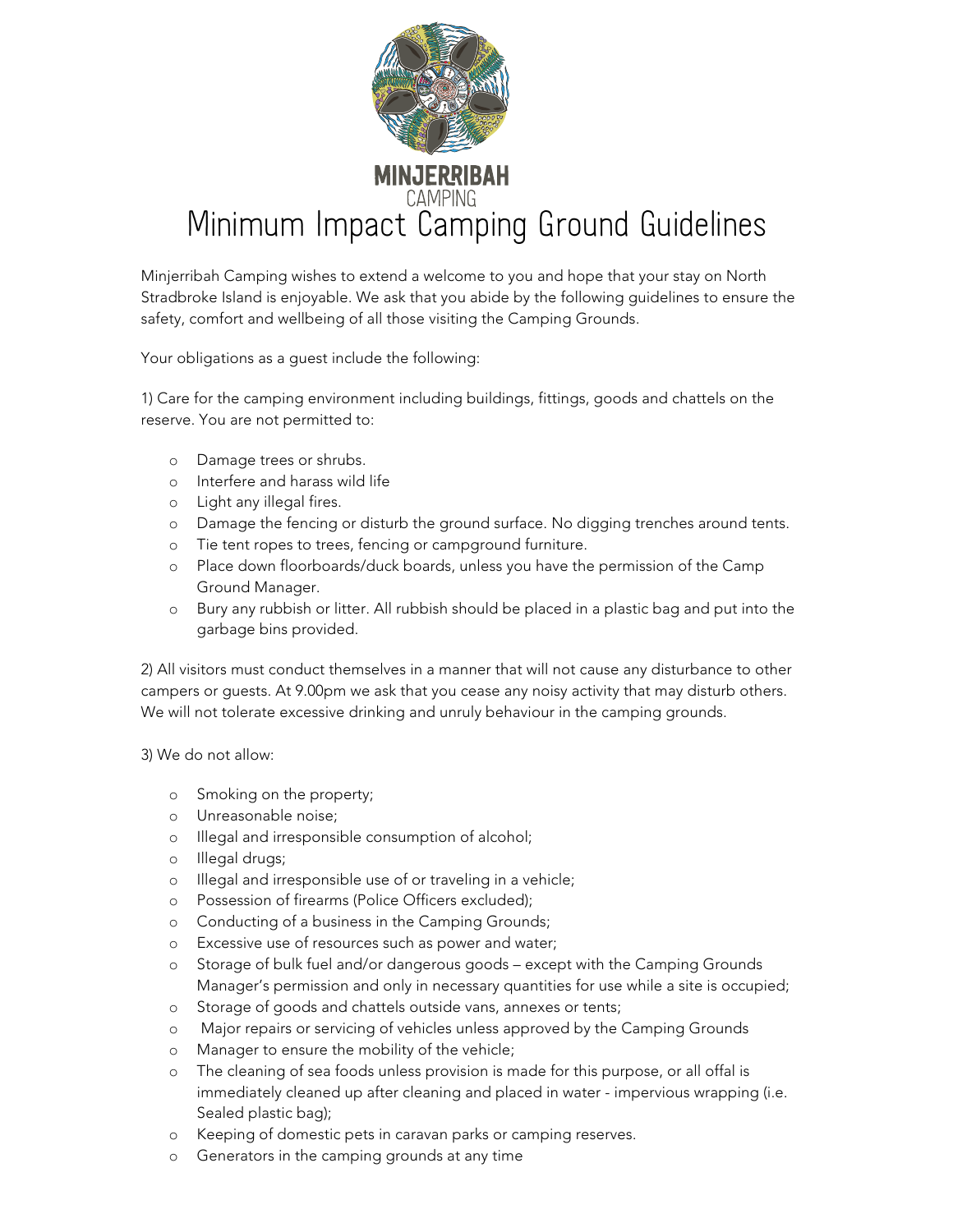MINJERRIBAH
CAMPING

# Minimum Impact Camping Ground Guidelines

Minjerribah Camping wishes to extend a welcome to you and hope that your stay on North Stradbroke Island is enjoyable. We ask that you abide by the following guidelines to ensure the safety, comfort and wellbeing of all those visiting the Camping Grounds.

Your obligations as a guest include the following:

1) Care for the camping environment including buildings, fittings, goods and chattels on the reserve. You are not permitted to:

- Damage trees or shrubs.
- Interfere and harass wild life
- Light any illegal fires.
- Damage the fencing or disturb the ground surface. No digging trenches around tents.
- Tie tent ropes to trees, fencing or campground furniture.
- Place down floorboards/duck boards, unless you have the permission of the Camp Ground Manager.
- Bury any rubbish or litter. All rubbish should be placed in a plastic bag and put into the garbage bins provided.

2) All visitors must conduct themselves in a manner that will not cause any disturbance to other campers or guests. At 9.00pm we ask that you cease any noisy activity that may disturb others. We will not tolerate excessive drinking and unruly behaviour in the camping grounds.

3) We do not allow:

- Smoking on the property;
- Unreasonable noise;
- Illegal and irresponsible consumption of alcohol;
- Illegal drugs;
- Illegal and irresponsible use of or traveling in a vehicle;
- Possession of firearms (Police Officers excluded);
- Conducting of a business in the Camping Grounds;
- Excessive use of resources such as power and water;
- Storage of bulk fuel and/or dangerous goods – except with the Camping Grounds Manager's permission and only in necessary quantities for use while a site is occupied;
- Storage of goods and chattels outside vans, annexes or tents;
- Major repairs or servicing of vehicles unless approved by the Camping Grounds
- Manager to ensure the mobility of the vehicle;
- The cleaning of sea foods unless provision is made for this purpose, or all offal is immediately cleaned up after cleaning and placed in water - impervious wrapping (i.e. Sealed plastic bag);
- Keeping of domestic pets in caravan parks or camping reserves.
- Generators in the camping grounds at any time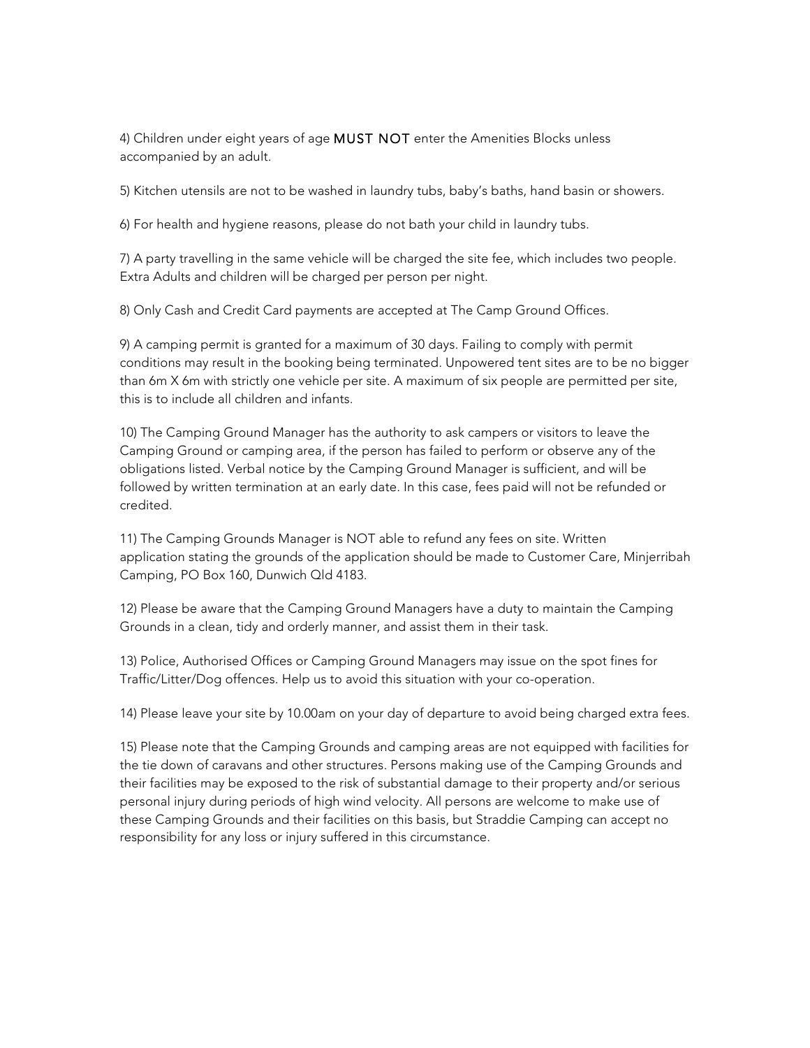4) Children under eight years of age **MUST NOT** enter the Amenities Blocks unless accompanied by an adult.

5) Kitchen utensils are not to be washed in laundry tubs, baby's baths, hand basin or showers.

6) For health and hygiene reasons, please do not bath your child in laundry tubs.

7) A party travelling in the same vehicle will be charged the site fee, which includes two people. Extra Adults and children will be charged per person per night.

8) Only Cash and Credit Card payments are accepted at The Camp Ground Offices.

9) A camping permit is granted for a maximum of 30 days. Failing to comply with permit conditions may result in the booking being terminated. Unpowered tent sites are to be no bigger than 6m X 6m with strictly one vehicle per site. A maximum of six people are permitted per site, this is to include all children and infants.

10) The Camping Ground Manager has the authority to ask campers or visitors to leave the Camping Ground or camping area, if the person has failed to perform or observe any of the obligations listed. Verbal notice by the Camping Ground Manager is sufficient, and will be followed by written termination at an early date. In this case, fees paid will not be refunded or credited.

11) The Camping Grounds Manager is NOT able to refund any fees on site. Written application stating the grounds of the application should be made to Customer Care, Minjerribah Camping, PO Box 160, Dunwich Qld 4183.

12) Please be aware that the Camping Ground Managers have a duty to maintain the Camping Grounds in a clean, tidy and orderly manner, and assist them in their task.

13) Police, Authorised Offices or Camping Ground Managers may issue on the spot fines for Traffic/Litter/Dog offences. Help us to avoid this situation with your co-operation.

14) Please leave your site by 10.00am on your day of departure to avoid being charged extra fees.

15) Please note that the Camping Grounds and camping areas are not equipped with facilities for the tie down of caravans and other structures. Persons making use of the Camping Grounds and their facilities may be exposed to the risk of substantial damage to their property and/or serious personal injury during periods of high wind velocity. All persons are welcome to make use of these Camping Grounds and their facilities on this basis, but Straddie Camping can accept no responsibility for any loss or injury suffered in this circumstance.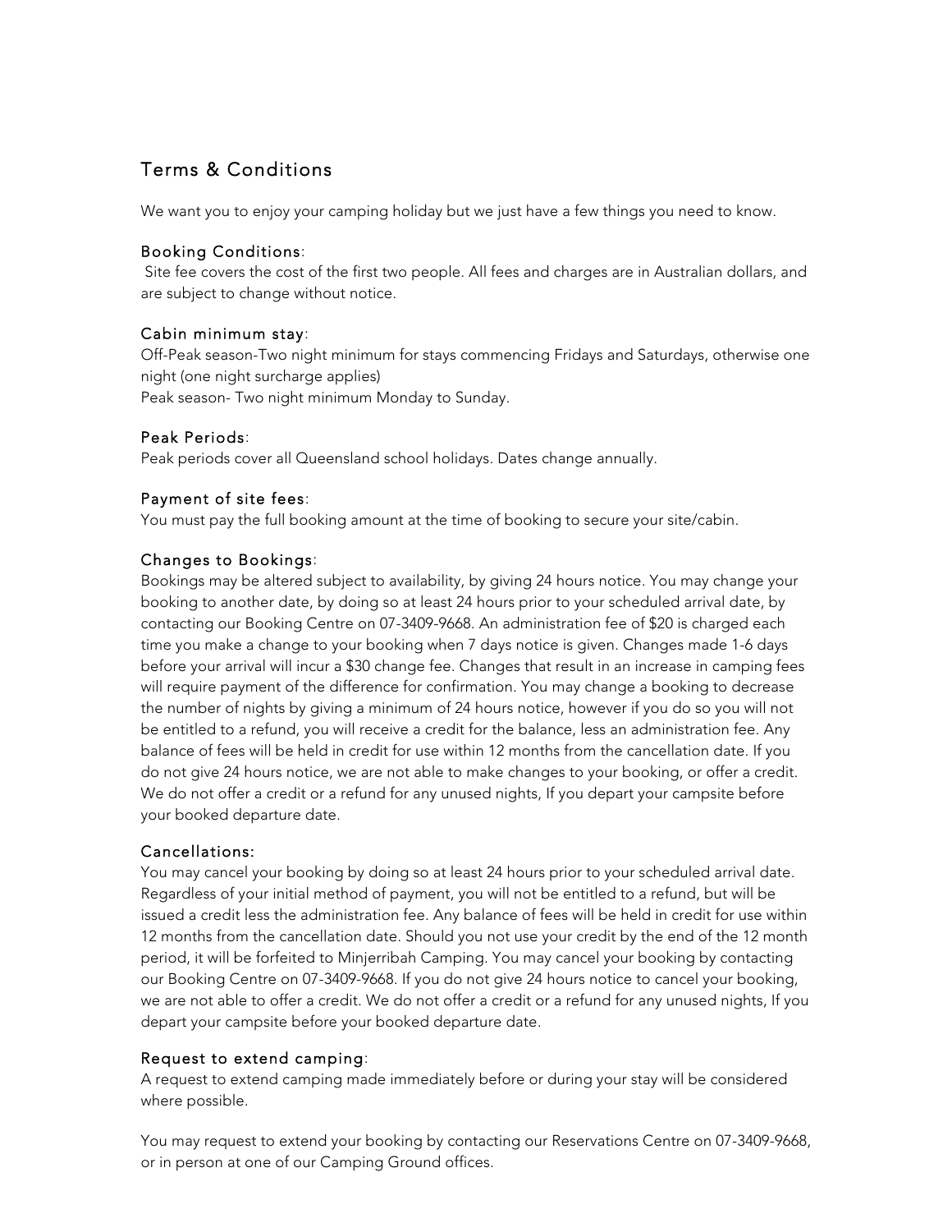# Terms & Conditions

We want you to enjoy your camping holiday but we just have a few things you need to know.

### Booking Conditions:

Site fee covers the cost of the first two people. All fees and charges are in Australian dollars, and are subject to change without notice.

### Cabin minimum stay:

Off-Peak season-Two night minimum for stays commencing Fridays and Saturdays, otherwise one night (one night surcharge applies)
Peak season- Two night minimum Monday to Sunday.

### Peak Periods:

Peak periods cover all Queensland school holidays. Dates change annually.

### Payment of site fees:

You must pay the full booking amount at the time of booking to secure your site/cabin.

### Changes to Bookings:

Bookings may be altered subject to availability, by giving 24 hours notice. You may change your booking to another date, by doing so at least 24 hours prior to your scheduled arrival date, by contacting our Booking Centre on 07-3409-9668. An administration fee of $20 is charged each time you make a change to your booking when 7 days notice is given. Changes made 1-6 days before your arrival will incur a $30 change fee. Changes that result in an increase in camping fees will require payment of the difference for confirmation. You may change a booking to decrease the number of nights by giving a minimum of 24 hours notice, however if you do so you will not be entitled to a refund, you will receive a credit for the balance, less an administration fee. Any balance of fees will be held in credit for use within 12 months from the cancellation date. If you do not give 24 hours notice, we are not able to make changes to your booking, or offer a credit. We do not offer a credit or a refund for any unused nights, If you depart your campsite before your booked departure date.

### Cancellations:

You may cancel your booking by doing so at least 24 hours prior to your scheduled arrival date. Regardless of your initial method of payment, you will not be entitled to a refund, but will be issued a credit less the administration fee. Any balance of fees will be held in credit for use within 12 months from the cancellation date. Should you not use your credit by the end of the 12 month period, it will be forfeited to Minjerribah Camping. You may cancel your booking by contacting our Booking Centre on 07-3409-9668. If you do not give 24 hours notice to cancel your booking, we are not able to offer a credit. We do not offer a credit or a refund for any unused nights, If you depart your campsite before your booked departure date.

### Request to extend camping:

A request to extend camping made immediately before or during your stay will be considered where possible.

You may request to extend your booking by contacting our Reservations Centre on 07-3409-9668, or in person at one of our Camping Ground offices.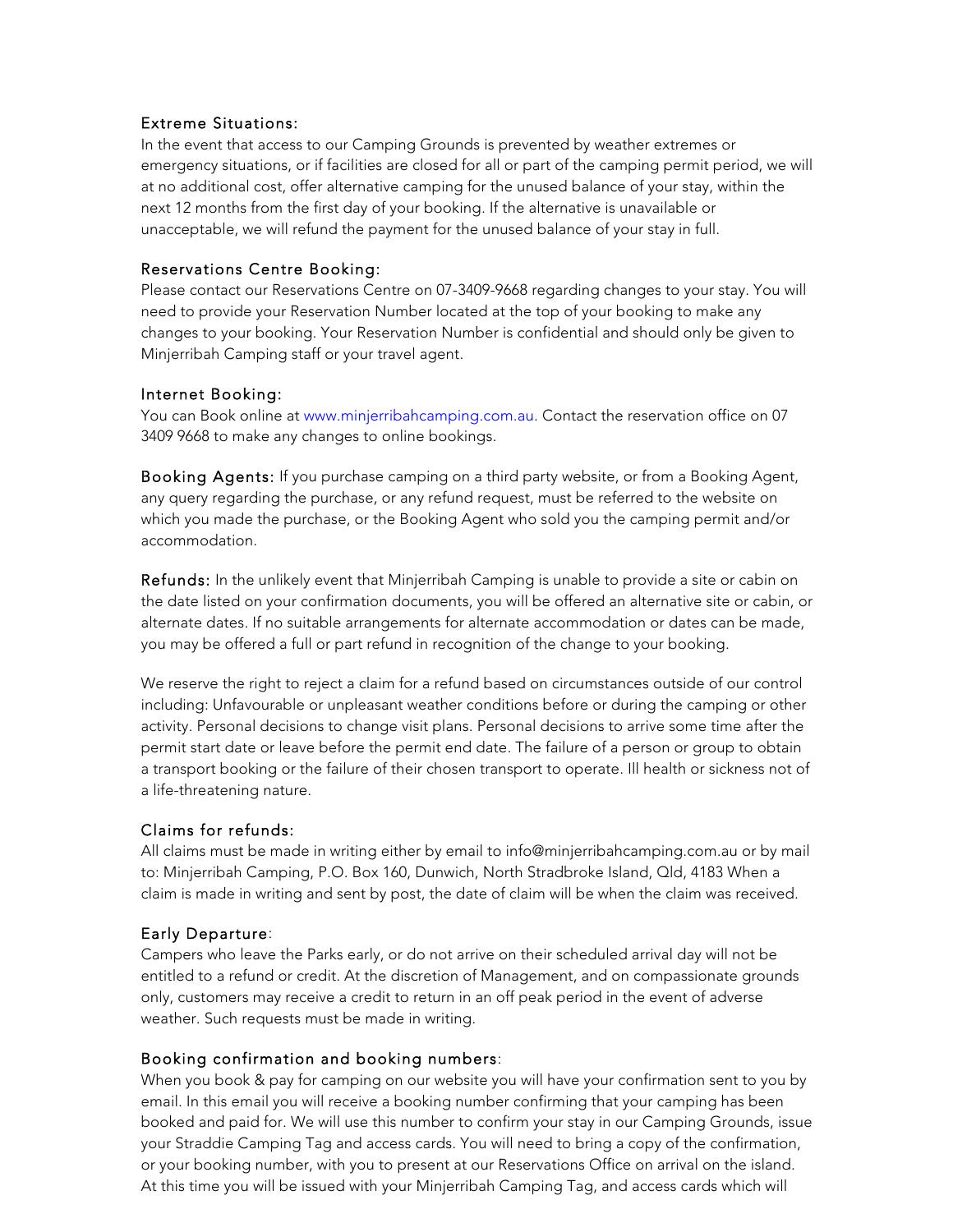### Extreme Situations:

In the event that access to our Camping Grounds is prevented by weather extremes or emergency situations, or if facilities are closed for all or part of the camping permit period, we will at no additional cost, offer alternative camping for the unused balance of your stay, within the next 12 months from the first day of your booking. If the alternative is unavailable or unacceptable, we will refund the payment for the unused balance of your stay in full.

### Reservations Centre Booking:

Please contact our Reservations Centre on 07-3409-9668 regarding changes to your stay. You will need to provide your Reservation Number located at the top of your booking to make any changes to your booking. Your Reservation Number is confidential and should only be given to Minjerribah Camping staff or your travel agent.

### Internet Booking:

You can Book online at www.minjerribahcamping.com.au. Contact the reservation office on 07 3409 9668 to make any changes to online bookings.

**Booking Agents:** If you purchase camping on a third party website, or from a Booking Agent, any query regarding the purchase, or any refund request, must be referred to the website on which you made the purchase, or the Booking Agent who sold you the camping permit and/or accommodation.

**Refunds:** In the unlikely event that Minjerribah Camping is unable to provide a site or cabin on the date listed on your confirmation documents, you will be offered an alternative site or cabin, or alternate dates. If no suitable arrangements for alternate accommodation or dates can be made, you may be offered a full or part refund in recognition of the change to your booking.

We reserve the right to reject a claim for a refund based on circumstances outside of our control including: Unfavourable or unpleasant weather conditions before or during the camping or other activity. Personal decisions to change visit plans. Personal decisions to arrive some time after the permit start date or leave before the permit end date. The failure of a person or group to obtain a transport booking or the failure of their chosen transport to operate. Ill health or sickness not of a life-threatening nature.

### Claims for refunds:

All claims must be made in writing either by email to info@minjerribahcamping.com.au or by mail to: Minjerribah Camping, P.O. Box 160, Dunwich, North Stradbroke Island, Qld, 4183 When a claim is made in writing and sent by post, the date of claim will be when the claim was received.

### Early Departure:

Campers who leave the Parks early, or do not arrive on their scheduled arrival day will not be entitled to a refund or credit. At the discretion of Management, and on compassionate grounds only, customers may receive a credit to return in an off peak period in the event of adverse weather. Such requests must be made in writing.

### Booking confirmation and booking numbers:

When you book & pay for camping on our website you will have your confirmation sent to you by email. In this email you will receive a booking number confirming that your camping has been booked and paid for. We will use this number to confirm your stay in our Camping Grounds, issue your Straddie Camping Tag and access cards. You will need to bring a copy of the confirmation, or your booking number, with you to present at our Reservations Office on arrival on the island. At this time you will be issued with your Minjerribah Camping Tag, and access cards which will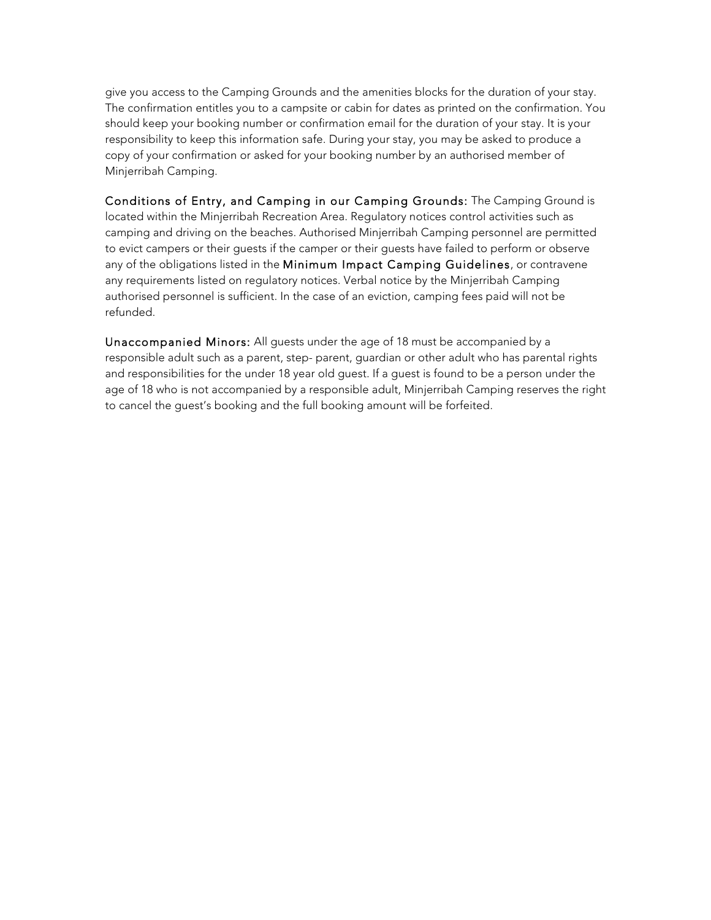give you access to the Camping Grounds and the amenities blocks for the duration of your stay. The confirmation entitles you to a campsite or cabin for dates as printed on the confirmation. You should keep your booking number or confirmation email for the duration of your stay. It is your responsibility to keep this information safe. During your stay, you may be asked to produce a copy of your confirmation or asked for your booking number by an authorised member of Minjerribah Camping.

**Conditions of Entry, and Camping in our Camping Grounds:** The Camping Ground is located within the Minjerribah Recreation Area. Regulatory notices control activities such as camping and driving on the beaches. Authorised Minjerribah Camping personnel are permitted to evict campers or their guests if the camper or their guests have failed to perform or observe any of the obligations listed in the **Minimum Impact Camping Guidelines**, or contravene any requirements listed on regulatory notices. Verbal notice by the Minjerribah Camping authorised personnel is sufficient. In the case of an eviction, camping fees paid will not be refunded.

**Unaccompanied Minors:** All guests under the age of 18 must be accompanied by a responsible adult such as a parent, step- parent, guardian or other adult who has parental rights and responsibilities for the under 18 year old guest. If a guest is found to be a person under the age of 18 who is not accompanied by a responsible adult, Minjerribah Camping reserves the right to cancel the guest's booking and the full booking amount will be forfeited.